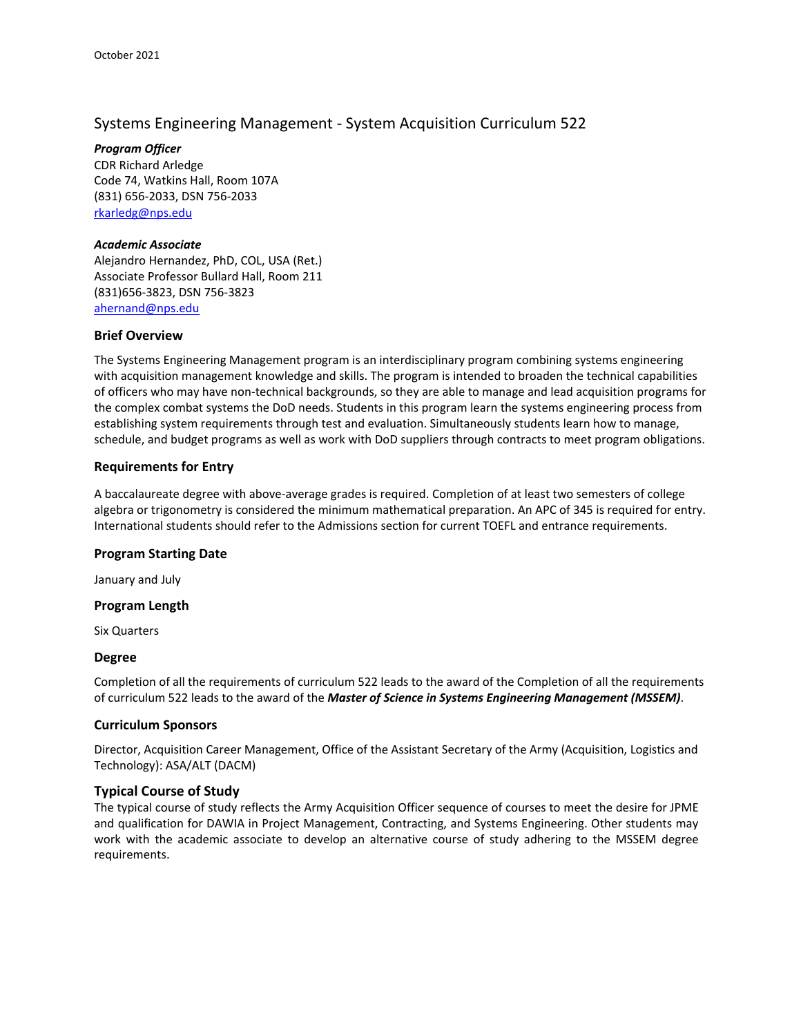October 2021

# Systems Engineering Management - System Acquisition Curriculum 522

***Program Officer***
CDR Richard Arledge
Code 74, Watkins Hall, Room 107A
(831) 656-2033, DSN 756-2033
[rkarledg@nps.edu](mailto:rkarledg@nps.edu)

***Academic Associate***
Alejandro Hernandez, PhD, COL, USA (Ret.)
Associate Professor Bullard Hall, Room 211
(831)656-3823, DSN 756-3823
[ahernand@nps.edu](mailto:ahernand@nps.edu)

## Brief Overview

The Systems Engineering Management program is an interdisciplinary program combining systems engineering with acquisition management knowledge and skills. The program is intended to broaden the technical capabilities of officers who may have non-technical backgrounds, so they are able to manage and lead acquisition programs for the complex combat systems the DoD needs. Students in this program learn the systems engineering process from establishing system requirements through test and evaluation. Simultaneously students learn how to manage, schedule, and budget programs as well as work with DoD suppliers through contracts to meet program obligations.

## Requirements for Entry

A baccalaureate degree with above-average grades is required. Completion of at least two semesters of college algebra or trigonometry is considered the minimum mathematical preparation. An APC of 345 is required for entry. International students should refer to the Admissions section for current TOEFL and entrance requirements.

## Program Starting Date

January and July

## Program Length

Six Quarters

## Degree

Completion of all the requirements of curriculum 522 leads to the award of the Completion of all the requirements of curriculum 522 leads to the award of the ***Master of Science in Systems Engineering Management (MSSEM)***.

## Curriculum Sponsors

Director, Acquisition Career Management, Office of the Assistant Secretary of the Army (Acquisition, Logistics and Technology): ASA/ALT (DACM)

## Typical Course of Study

The typical course of study reflects the Army Acquisition Officer sequence of courses to meet the desire for JPME and qualification for DAWIA in Project Management, Contracting, and Systems Engineering. Other students may work with the academic associate to develop an alternative course of study adhering to the MSSEM degree requirements.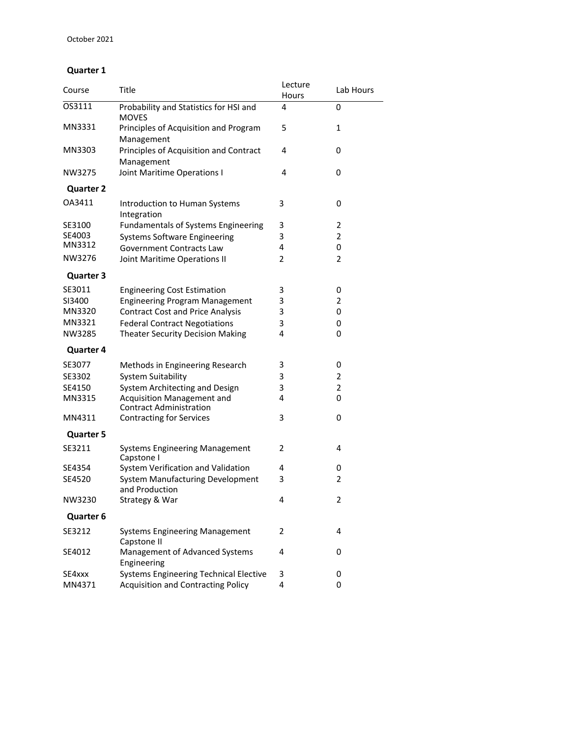October 2021

## Quarter 1

| Course | Title | Lecture Hours | Lab Hours |
|---|---|---|---|
| OS3111 | Probability and Statistics for HSI and MOVES | 4 | 0 |
| MN3331 | Principles of Acquisition and Program Management | 5 | 1 |
| MN3303 | Principles of Acquisition and Contract Management | 4 | 0 |
| NW3275 | Joint Maritime Operations I | 4 | 0 |

## Quarter 2

| Course | Title | Lecture Hours | Lab Hours |
|---|---|---|---|
| OA3411 | Introduction to Human Systems Integration | 3 | 0 |
| SE3100 | Fundamentals of Systems Engineering | 3 | 2 |
| SE4003 | Systems Software Engineering | 3 | 2 |
| MN3312 | Government Contracts Law | 4 | 0 |
| NW3276 | Joint Maritime Operations II | 2 | 2 |

## Quarter 3

| Course | Title | Lecture Hours | Lab Hours |
|---|---|---|---|
| SE3011 | Engineering Cost Estimation | 3 | 0 |
| SI3400 | Engineering Program Management | 3 | 2 |
| MN3320 | Contract Cost and Price Analysis | 3 | 0 |
| MN3321 | Federal Contract Negotiations | 3 | 0 |
| NW3285 | Theater Security Decision Making | 4 | 0 |

## Quarter 4

| Course | Title | Lecture Hours | Lab Hours |
|---|---|---|---|
| SE3077 | Methods in Engineering Research | 3 | 0 |
| SE3302 | System Suitability | 3 | 2 |
| SE4150 | System Architecting and Design | 3 | 2 |
| MN3315 | Acquisition Management and Contract Administration | 4 | 0 |
| MN4311 | Contracting for Services | 3 | 0 |

## Quarter 5

| Course | Title | Lecture Hours | Lab Hours |
|---|---|---|---|
| SE3211 | Systems Engineering Management Capstone I | 2 | 4 |
| SE4354 | System Verification and Validation | 4 | 0 |
| SE4520 | System Manufacturing Development and Production | 3 | 2 |
| NW3230 | Strategy & War | 4 | 2 |

## Quarter 6

| Course | Title | Lecture Hours | Lab Hours |
|---|---|---|---|
| SE3212 | Systems Engineering Management Capstone II | 2 | 4 |
| SE4012 | Management of Advanced Systems Engineering | 4 | 0 |
| SE4xxx | Systems Engineering Technical Elective | 3 | 0 |
| MN4371 | Acquisition and Contracting Policy | 4 | 0 |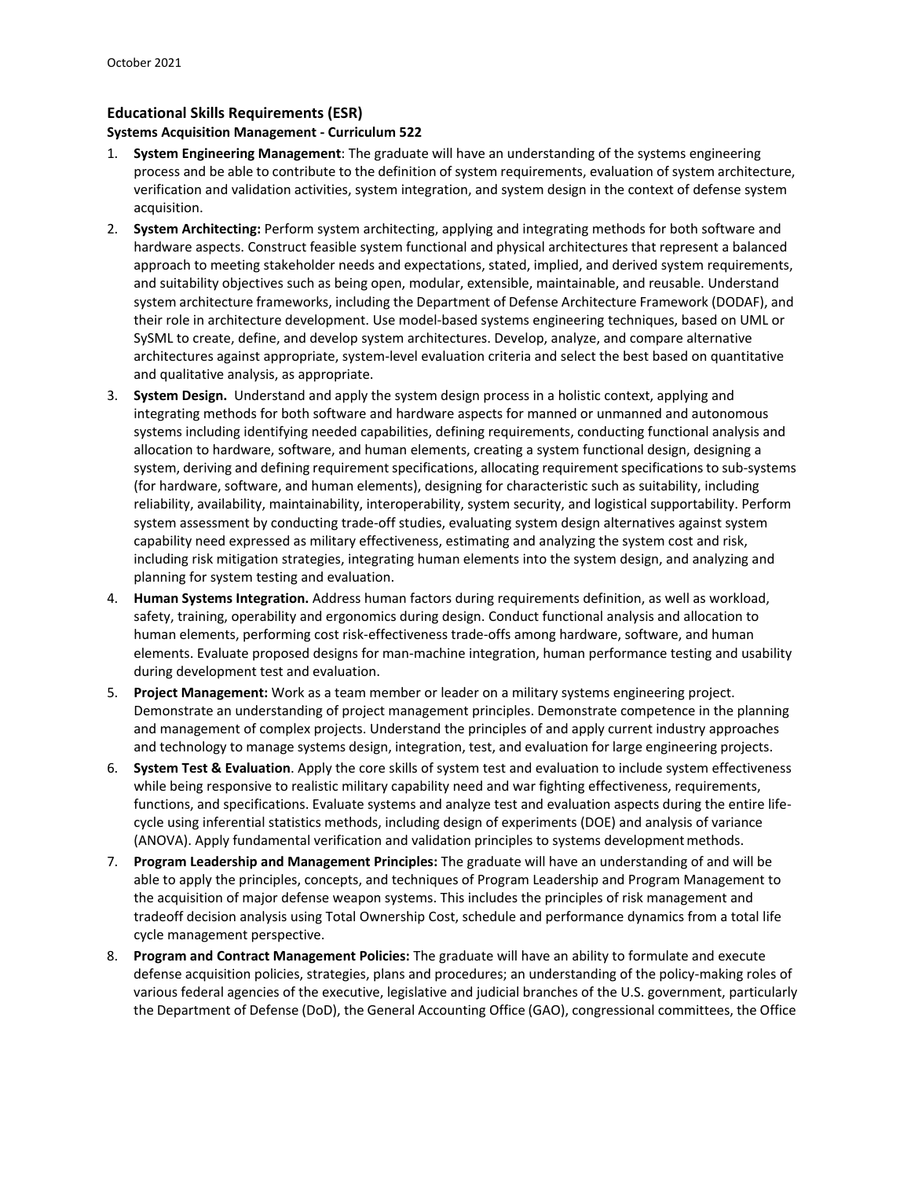October 2021

**Educational Skills Requirements (ESR)**
**Systems Acquisition Management - Curriculum 522**

1. **System Engineering Management**: The graduate will have an understanding of the systems engineering process and be able to contribute to the definition of system requirements, evaluation of system architecture, verification and validation activities, system integration, and system design in the context of defense system acquisition.
2. **System Architecting:** Perform system architecting, applying and integrating methods for both software and hardware aspects. Construct feasible system functional and physical architectures that represent a balanced approach to meeting stakeholder needs and expectations, stated, implied, and derived system requirements, and suitability objectives such as being open, modular, extensible, maintainable, and reusable. Understand system architecture frameworks, including the Department of Defense Architecture Framework (DODAF), and their role in architecture development. Use model-based systems engineering techniques, based on UML or SySML to create, define, and develop system architectures. Develop, analyze, and compare alternative architectures against appropriate, system-level evaluation criteria and select the best based on quantitative and qualitative analysis, as appropriate.
3. **System Design.** Understand and apply the system design process in a holistic context, applying and integrating methods for both software and hardware aspects for manned or unmanned and autonomous systems including identifying needed capabilities, defining requirements, conducting functional analysis and allocation to hardware, software, and human elements, creating a system functional design, designing a system, deriving and defining requirement specifications, allocating requirement specifications to sub-systems (for hardware, software, and human elements), designing for characteristic such as suitability, including reliability, availability, maintainability, interoperability, system security, and logistical supportability. Perform system assessment by conducting trade-off studies, evaluating system design alternatives against system capability need expressed as military effectiveness, estimating and analyzing the system cost and risk, including risk mitigation strategies, integrating human elements into the system design, and analyzing and planning for system testing and evaluation.
4. **Human Systems Integration.** Address human factors during requirements definition, as well as workload, safety, training, operability and ergonomics during design. Conduct functional analysis and allocation to human elements, performing cost risk-effectiveness trade-offs among hardware, software, and human elements. Evaluate proposed designs for man-machine integration, human performance testing and usability during development test and evaluation.
5. **Project Management:** Work as a team member or leader on a military systems engineering project. Demonstrate an understanding of project management principles. Demonstrate competence in the planning and management of complex projects. Understand the principles of and apply current industry approaches and technology to manage systems design, integration, test, and evaluation for large engineering projects.
6. **System Test & Evaluation**. Apply the core skills of system test and evaluation to include system effectiveness while being responsive to realistic military capability need and war fighting effectiveness, requirements, functions, and specifications. Evaluate systems and analyze test and evaluation aspects during the entire life-cycle using inferential statistics methods, including design of experiments (DOE) and analysis of variance (ANOVA). Apply fundamental verification and validation principles to systems development methods.
7. **Program Leadership and Management Principles:** The graduate will have an understanding of and will be able to apply the principles, concepts, and techniques of Program Leadership and Program Management to the acquisition of major defense weapon systems. This includes the principles of risk management and tradeoff decision analysis using Total Ownership Cost, schedule and performance dynamics from a total life cycle management perspective.
8. **Program and Contract Management Policies:** The graduate will have an ability to formulate and execute defense acquisition policies, strategies, plans and procedures; an understanding of the policy-making roles of various federal agencies of the executive, legislative and judicial branches of the U.S. government, particularly the Department of Defense (DoD), the General Accounting Office (GAO), congressional committees, the Office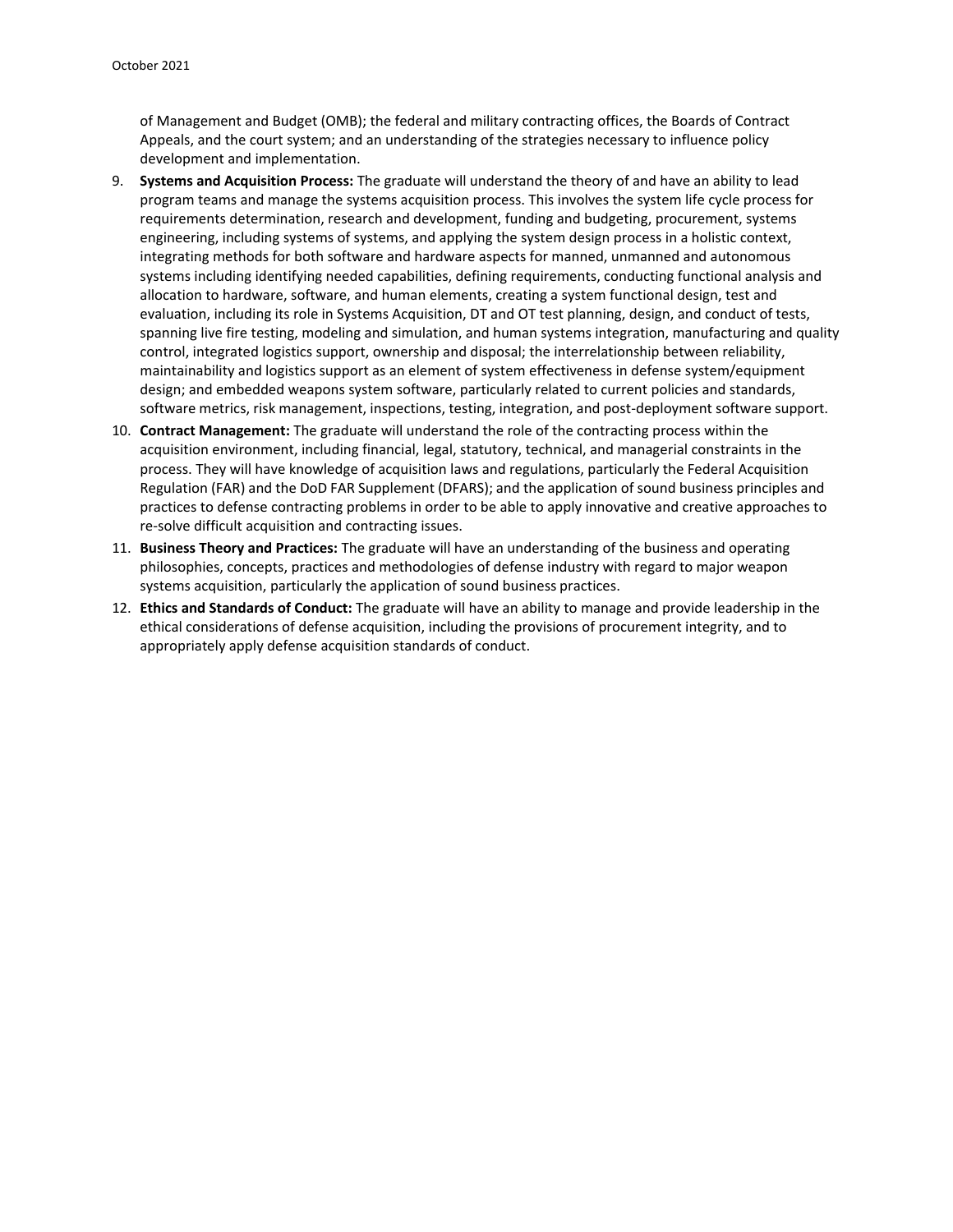of Management and Budget (OMB); the federal and military contracting offices, the Boards of Contract Appeals, and the court system; and an understanding of the strategies necessary to influence policy development and implementation.

9. **Systems and Acquisition Process:** The graduate will understand the theory of and have an ability to lead program teams and manage the systems acquisition process. This involves the system life cycle process for requirements determination, research and development, funding and budgeting, procurement, systems engineering, including systems of systems, and applying the system design process in a holistic context, integrating methods for both software and hardware aspects for manned, unmanned and autonomous systems including identifying needed capabilities, defining requirements, conducting functional analysis and allocation to hardware, software, and human elements, creating a system functional design, test and evaluation, including its role in Systems Acquisition, DT and OT test planning, design, and conduct of tests, spanning live fire testing, modeling and simulation, and human systems integration, manufacturing and quality control, integrated logistics support, ownership and disposal; the interrelationship between reliability, maintainability and logistics support as an element of system effectiveness in defense system/equipment design; and embedded weapons system software, particularly related to current policies and standards, software metrics, risk management, inspections, testing, integration, and post-deployment software support.
10. **Contract Management:** The graduate will understand the role of the contracting process within the acquisition environment, including financial, legal, statutory, technical, and managerial constraints in the process. They will have knowledge of acquisition laws and regulations, particularly the Federal Acquisition Regulation (FAR) and the DoD FAR Supplement (DFARS); and the application of sound business principles and practices to defense contracting problems in order to be able to apply innovative and creative approaches to re-solve difficult acquisition and contracting issues.
11. **Business Theory and Practices:** The graduate will have an understanding of the business and operating philosophies, concepts, practices and methodologies of defense industry with regard to major weapon systems acquisition, particularly the application of sound business practices.
12. **Ethics and Standards of Conduct:** The graduate will have an ability to manage and provide leadership in the ethical considerations of defense acquisition, including the provisions of procurement integrity, and to appropriately apply defense acquisition standards of conduct.